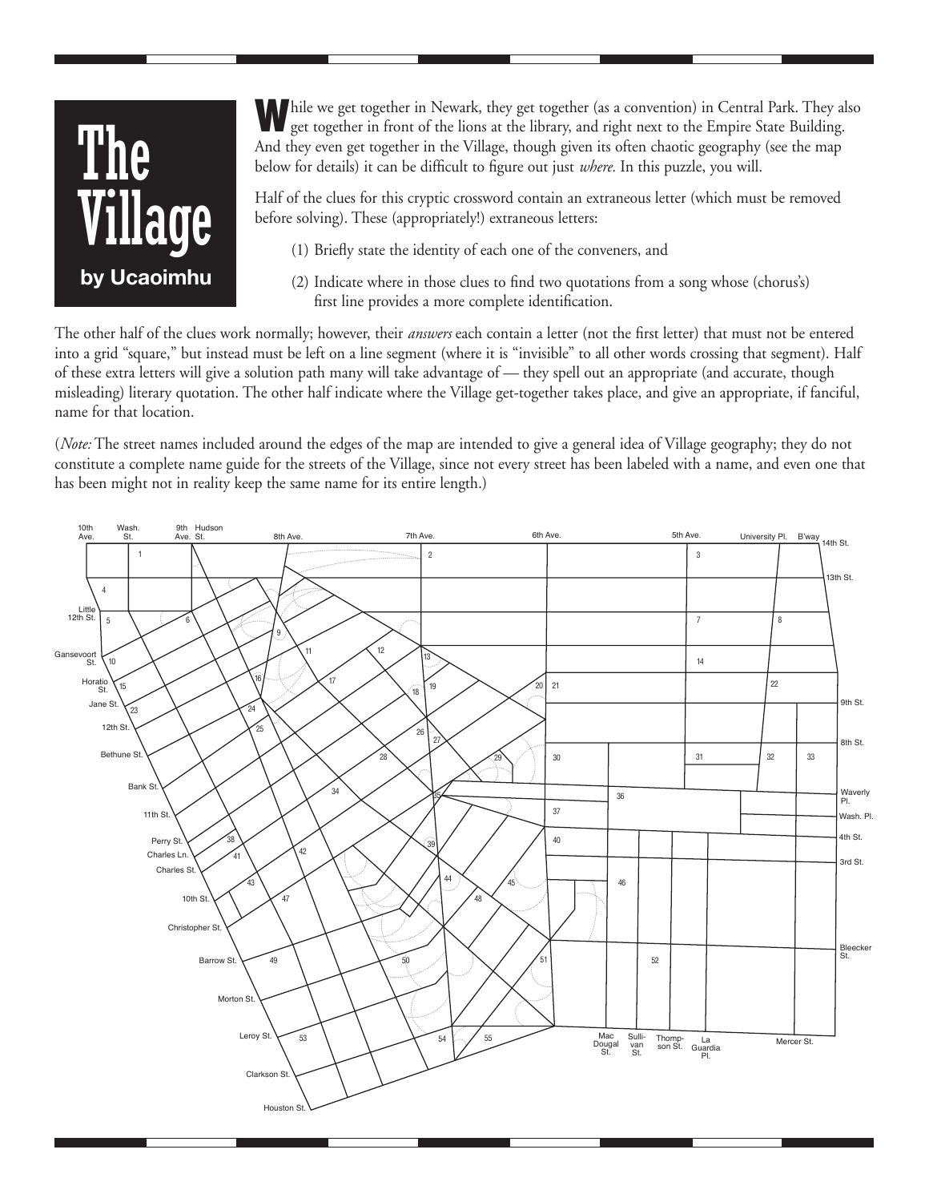# The Village

**by Ucaoimhu**

While we get together in Newark, they get together (as a convention) in Central Park. They also get together in front of the lions at the library, and right next to the Empire State Building. And they even get together in the Village, though given its often chaotic geography (see the map below for details) it can be difficult to figure out just *where.* In this puzzle, you will.

Half of the clues for this cryptic crossword contain an extraneous letter (which must be removed before solving). These (appropriately!) extraneous letters:

(1) Briefly state the identity of each one of the conveners, and

(2) Indicate where in those clues to find two quotations from a song whose (chorus's) first line provides a more complete identification.

The other half of the clues work normally; however, their *answers* each contain a letter (not the first letter) that must not be entered into a grid "square," but instead must be left on a line segment (where it is "invisible" to all other words crossing that segment). Half of these extra letters will give a solution path many will take advantage of — they spell out an appropriate (and accurate, though misleading) literary quotation. The other half indicate where the Village get-together takes place, and give an appropriate, if fanciful, name for that location.

(*Note:* The street names included around the edges of the map are intended to give a general idea of Village geography; they do not constitute a complete name guide for the streets of the Village, since not every street has been labeled with a name, and even one that has been might not in reality keep the same name for its entire length.)

10th Ave. · Wash. St. · 9th Ave. · Hudson St. · 8th Ave. · 7th Ave. · 6th Ave. · 5th Ave. · University Pl. · B'way · 14th St. · 13th St. · Little 12th St. · Gansevoort St. · Horatio St. · Jane St. · 12th St. · Bethune St. · Bank St. · 11th St. · Perry St. · Charles Ln. · Charles St. · 10th St. · Christopher St. · Barrow St. · Morton St. · Leroy St. · Clarkson St. · Houston St. · 9th St. · 8th St. · Waverly Pl. · Wash. Pl. · 4th St. · 3rd St. · Bleecker St. · Mac Dougal St. · Sullivan St. · Thompson St. · La Guardia Pl. · Mercer St.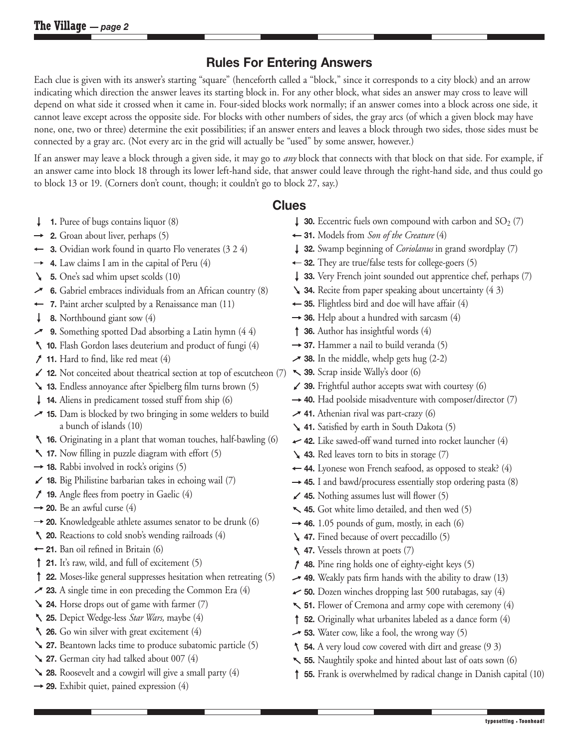## Rules For Entering Answers

Each clue is given with its answer's starting "square" (henceforth called a "block," since it corresponds to a city block) and an arrow indicating which direction the answer leaves its starting block in. For any other block, what sides an answer may cross to leave will depend on what side it crossed when it came in. Four-sided blocks work normally; if an answer comes into a block across one side, it cannot leave except across the opposite side. For blocks with other numbers of sides, the gray arcs (of which a given block may have none, one, two or three) determine the exit possibilities; if an answer enters and leaves a block through two sides, those sides must be connected by a gray arc. (Not every arc in the grid will actually be "used" by some answer, however.)

If an answer may leave a block through a given side, it may go to *any* block that connects with that block on that side. For example, if an answer came into block 18 through its lower left-hand side, that answer could leave through the right-hand side, and thus could go to block 13 or 19. (Corners don't count, though; it couldn't go to block 27, say.)

## Clues

- ↓ **1.** Puree of bugs contains liquor (8)
- → **2.** Groan about liver, perhaps (5)
- ← **3.** Ovidian work found in quarto Flo venerates (3 2 4)
- → **4.** Law claims I am in the capital of Peru (4)
- ↘ **5.** One's sad whim upset scolds (10)
- ↗ **6.** Gabriel embraces individuals from an African country (8)
- ← **7.** Paint archer sculpted by a Renaissance man (11)
- ↓ **8.** Northbound giant sow (4)
- ↗ **9.** Something spotted Dad absorbing a Latin hymn (4 4)
- ↖ **10.** Flash Gordon lases deuterium and product of fungi (4)
- ↗ **11.** Hard to find, like red meat (4)
- ↙ **12.** Not conceited about theatrical section at top of escutcheon (7)
- ↘ **13.** Endless annoyance after Spielberg film turns brown (5)
- ↓ **14.** Aliens in predicament tossed stuff from ship (6)
- ↗ **15.** Dam is blocked by two bringing in some welders to build a bunch of islands (10)
- ↖ **16.** Originating in a plant that woman touches, half-bawling (6)
- ↖ **17.** Now filling in puzzle diagram with effort (5)
- → **18.** Rabbi involved in rock's origins (5)
- ↙ **18.** Big Philistine barbarian takes in echoing wail (7)
- ↗ **19.** Angle flees from poetry in Gaelic (4)
- → **20.** Be an awful curse (4)
- → **20.** Knowledgeable athlete assumes senator to be drunk (6)
- ↖ **20.** Reactions to cold snob's wending railroads (4)
- ← **21.** Ban oil refined in Britain (6)
- ↑ **21.** It's raw, wild, and full of excitement (5)
- ↑ **22.** Moses-like general suppresses hesitation when retreating (5)
- ↗ **23.** A single time in eon preceding the Common Era (4)
- ↘ **24.** Horse drops out of game with farmer (7)
- ↖ **25.** Depict Wedge-less *Star Wars,* maybe (4)
- ↖ **26.** Go win silver with great excitement (4)
- ↘ **27.** Beantown lacks time to produce subatomic particle (5)
- ↘ **27.** German city had talked about 007 (4)
- ↘ **28.** Roosevelt and a cowgirl will give a small party (4)
- → **29.** Exhibit quiet, pained expression (4)
- ↓ **30.** Eccentric fuels own compound with carbon and $SO_2$ (7)
- ← **31.** Models from *Son of the Creature* (4)
- ↓ **32.** Swamp beginning of *Coriolanus* in grand swordplay (7)
- ← **32.** They are true/false tests for college-goers (5)
- ↓ **33.** Very French joint sounded out apprentice chef, perhaps (7)
- ↘ **34.** Recite from paper speaking about uncertainty (4 3)
- ← **35.** Flightless bird and doe will have affair (4)
- → **36.** Help about a hundred with sarcasm (4)
- ↑ **36.** Author has insightful words (4)
- → **37.** Hammer a nail to build veranda (5)
- ↗ **38.** In the middle, whelp gets hug (2-2)
- ↖ **39.** Scrap inside Wally's door (6)
- ↙ **39.** Frightful author accepts swat with courtesy (6)
- → **40.** Had poolside misadventure with composer/director (7)
- ↗ **41.** Athenian rival was part-crazy (6)
- ↘ **41.** Satisfied by earth in South Dakota (5)
- ↙ **42.** Like sawed-off wand turned into rocket launcher (4)
- ↘ **43.** Red leaves torn to bits in storage (7)
- ← **44.** Lyonese won French seafood, as opposed to steak? (4)
- → **45.** I and bawd/procuress essentially stop ordering pasta (8)
- ↙ **45.** Nothing assumes lust will flower (5)
- ↖ **45.** Got white limo detailed, and then wed (5)
- → **46.** 1.05 pounds of gum, mostly, in each (6)
- ↘ **47.** Fined because of overt peccadillo (5)
- ↖ **47.** Vessels thrown at poets (7)
- ↗ **48.** Pine ring holds one of eighty-eight keys (5)
- ↗ **49.** Weakly pats firm hands with the ability to draw (13)
- ↙ **50.** Dozen winches dropping last 500 rutabagas, say (4)
- ↖ **51.** Flower of Cremona and army cope with ceremony (4)
- ↑ **52.** Originally what urbanites labeled as a dance form (4)
- ↗ **53.** Water cow, like a fool, the wrong way (5)
- ↖ **54.** A very loud cow covered with dirt and grease (9 3)
- ↖ **55.** Naughtily spoke and hinted about last of oats sown (6)
- ↑ **55.** Frank is overwhelmed by radical change in Danish capital (10)